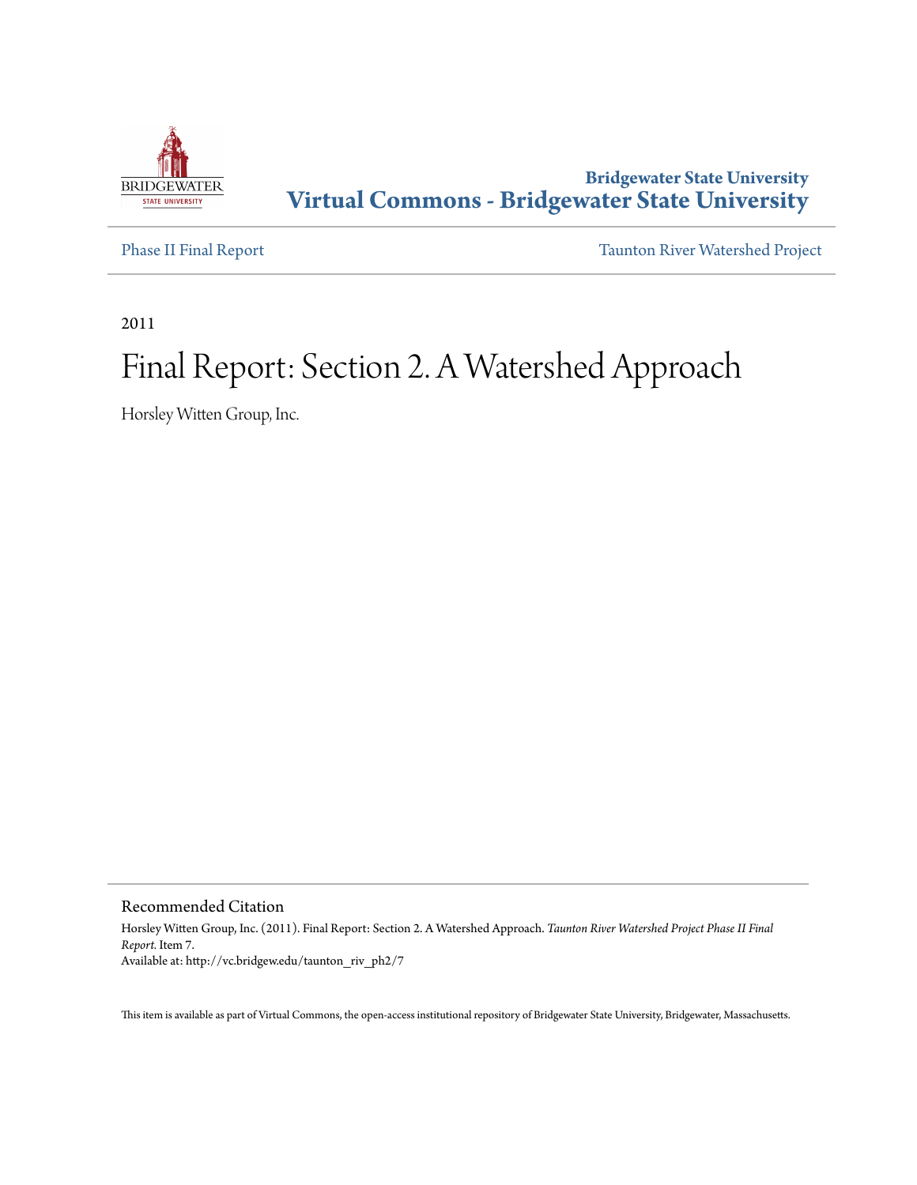Bridgewater State University
**Virtual Commons - Bridgewater State University**

Phase II Final Report | Taunton River Watershed Project

2011

# Final Report: Section 2. A Watershed Approach

Horsley Witten Group, Inc.

## Recommended Citation

Horsley Witten Group, Inc. (2011). Final Report: Section 2. A Watershed Approach. *Taunton River Watershed Project Phase II Final Report*. Item 7.
Available at: http://vc.bridgew.edu/taunton_riv_ph2/7

This item is available as part of Virtual Commons, the open-access institutional repository of Bridgewater State University, Bridgewater, Massachusetts.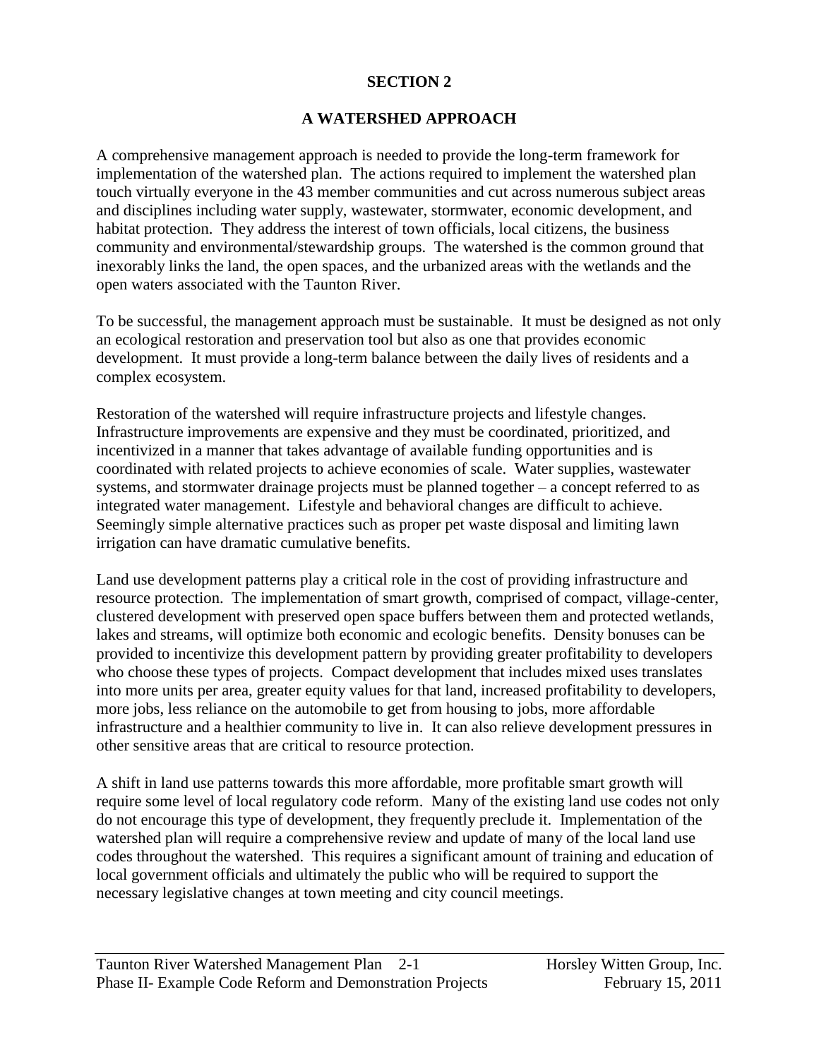# SECTION 2

## A WATERSHED APPROACH

A comprehensive management approach is needed to provide the long-term framework for implementation of the watershed plan. The actions required to implement the watershed plan touch virtually everyone in the 43 member communities and cut across numerous subject areas and disciplines including water supply, wastewater, stormwater, economic development, and habitat protection. They address the interest of town officials, local citizens, the business community and environmental/stewardship groups. The watershed is the common ground that inexorably links the land, the open spaces, and the urbanized areas with the wetlands and the open waters associated with the Taunton River.

To be successful, the management approach must be sustainable. It must be designed as not only an ecological restoration and preservation tool but also as one that provides economic development. It must provide a long-term balance between the daily lives of residents and a complex ecosystem.

Restoration of the watershed will require infrastructure projects and lifestyle changes. Infrastructure improvements are expensive and they must be coordinated, prioritized, and incentivized in a manner that takes advantage of available funding opportunities and is coordinated with related projects to achieve economies of scale. Water supplies, wastewater systems, and stormwater drainage projects must be planned together – a concept referred to as integrated water management. Lifestyle and behavioral changes are difficult to achieve. Seemingly simple alternative practices such as proper pet waste disposal and limiting lawn irrigation can have dramatic cumulative benefits.

Land use development patterns play a critical role in the cost of providing infrastructure and resource protection. The implementation of smart growth, comprised of compact, village-center, clustered development with preserved open space buffers between them and protected wetlands, lakes and streams, will optimize both economic and ecologic benefits. Density bonuses can be provided to incentivize this development pattern by providing greater profitability to developers who choose these types of projects. Compact development that includes mixed uses translates into more units per area, greater equity values for that land, increased profitability to developers, more jobs, less reliance on the automobile to get from housing to jobs, more affordable infrastructure and a healthier community to live in. It can also relieve development pressures in other sensitive areas that are critical to resource protection.

A shift in land use patterns towards this more affordable, more profitable smart growth will require some level of local regulatory code reform. Many of the existing land use codes not only do not encourage this type of development, they frequently preclude it. Implementation of the watershed plan will require a comprehensive review and update of many of the local land use codes throughout the watershed. This requires a significant amount of training and education of local government officials and ultimately the public who will be required to support the necessary legislative changes at town meeting and city council meetings.